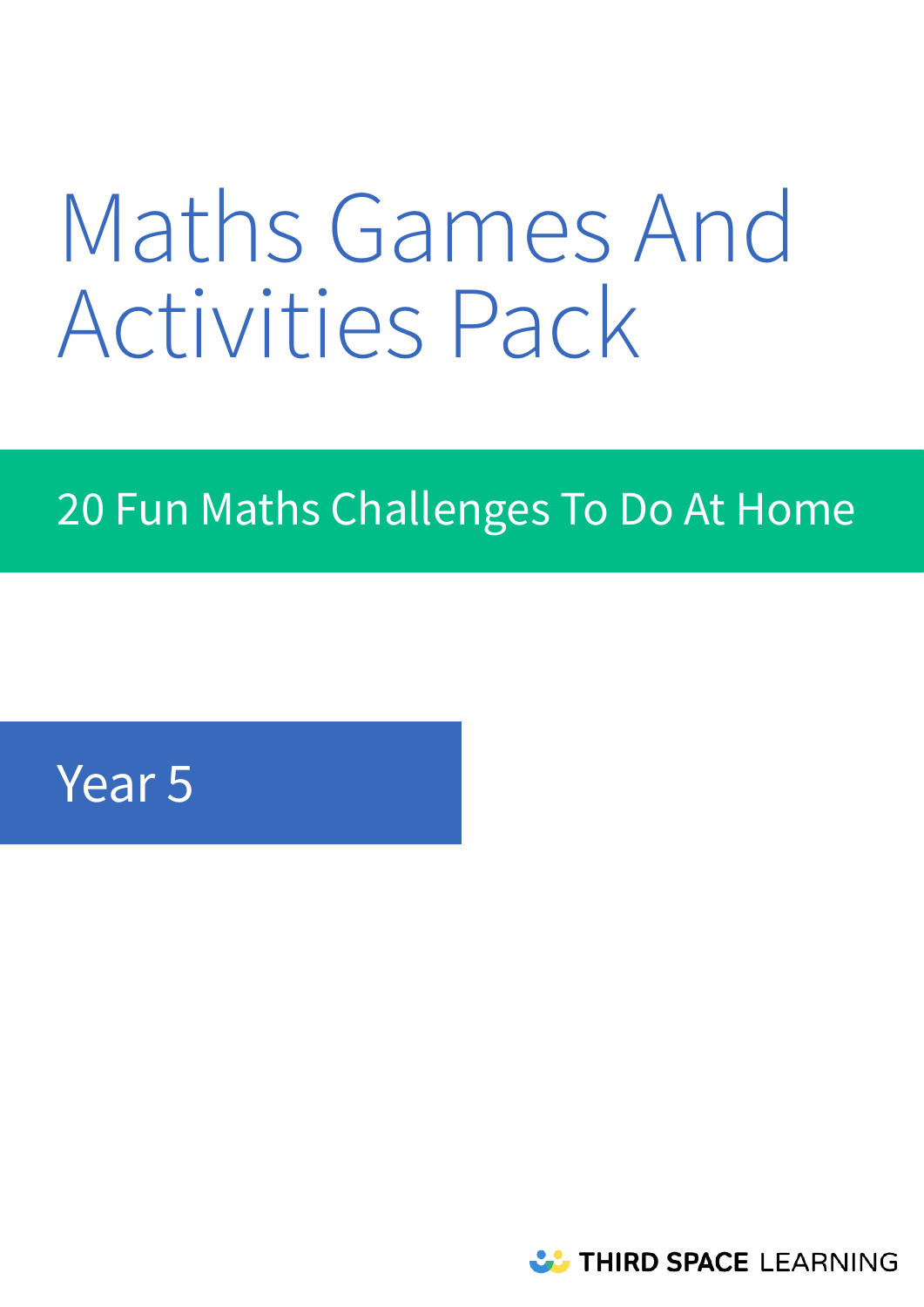# Maths Games And Activities Pack

## 20 Fun Maths Challenges To Do At Home

## Year 5

THIRD SPACE LEARNING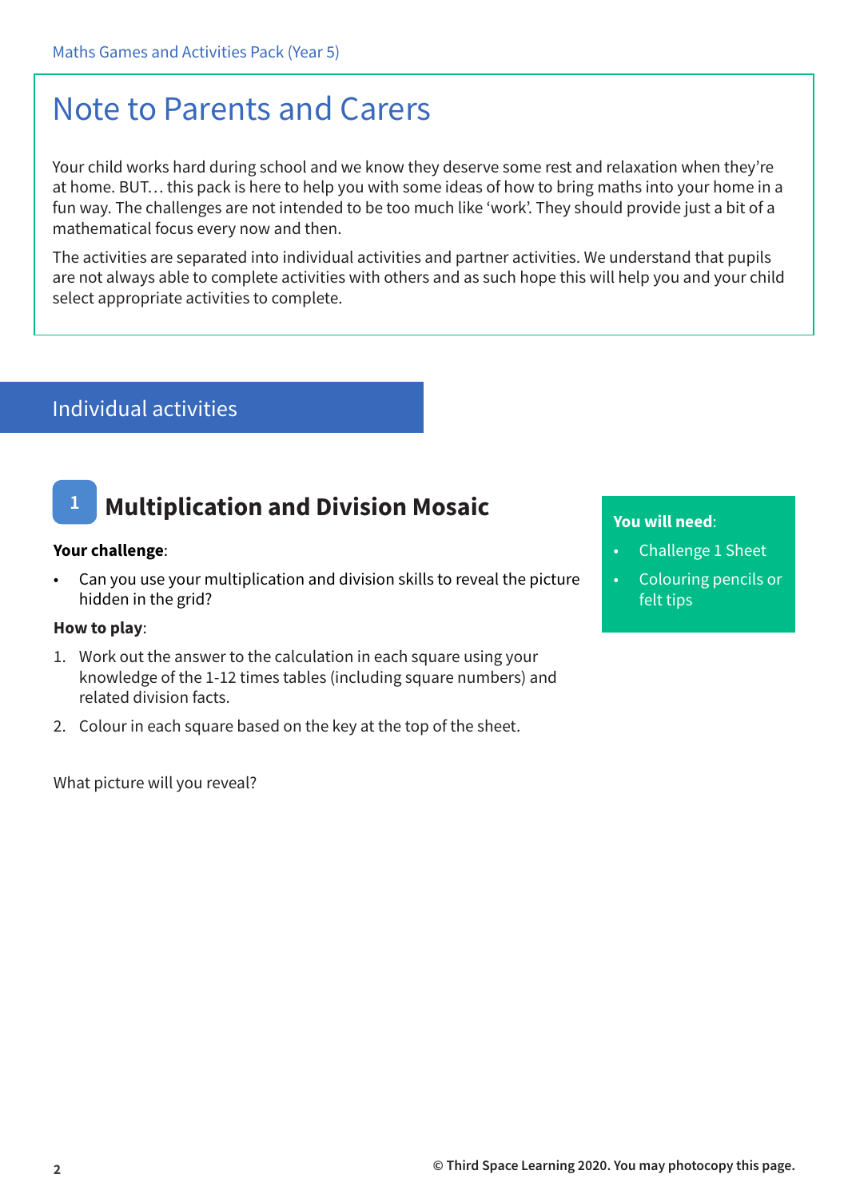# Note to Parents and Carers

Your child works hard during school and we know they deserve some rest and relaxation when they're at home. BUT… this pack is here to help you with some ideas of how to bring maths into your home in a fun way. The challenges are not intended to be too much like 'work'. They should provide just a bit of a mathematical focus every now and then.

The activities are separated into individual activities and partner activities. We understand that pupils are not always able to complete activities with others and as such hope this will help you and your child select appropriate activities to complete.

## Individual activities

### 1 Multiplication and Division Mosaic

**You will need**:

- Challenge 1 Sheet
- Colouring pencils or felt tips

**Your challenge**:

- Can you use your multiplication and division skills to reveal the picture hidden in the grid?

**How to play**:

1. Work out the answer to the calculation in each square using your knowledge of the 1-12 times tables (including square numbers) and related division facts.
2. Colour in each square based on the key at the top of the sheet.

What picture will you reveal?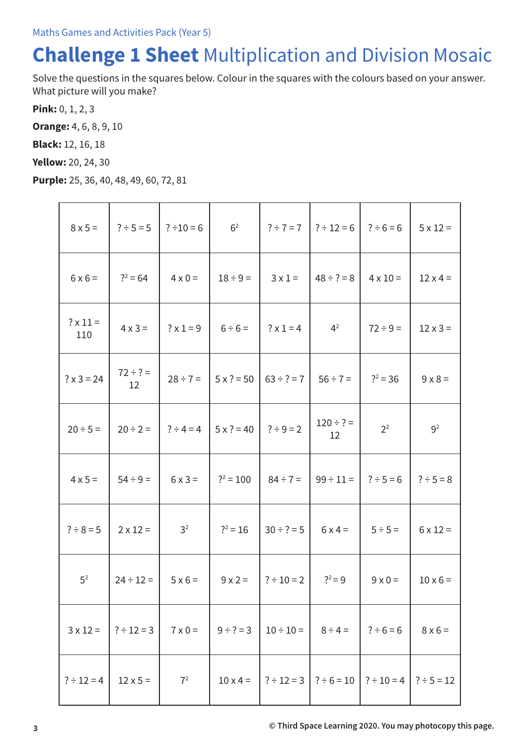Maths Games and Activities Pack (Year 5)

# **Challenge 1 Sheet** Multiplication and Division Mosaic

Solve the questions in the squares below. Colour in the squares with the colours based on your answer. What picture will you make?

**Pink:** 0, 1, 2, 3

**Orange:** 4, 6, 8, 9, 10

**Black:** 12, 16, 18

**Yellow:** 20, 24, 30

**Purple:** 25, 36, 40, 48, 49, 60, 72, 81

| | | | | | | | |
|---|---|---|---|---|---|---|---|
| 8 x 5 = | ? ÷ 5 = 5 | ? ÷10 = 6 | $6^2$ | ? ÷ 7 = 7 | ? ÷ 12 = 6 | ? ÷ 6 = 6 | 5 x 12 = |
| 6 x 6 = | $?^2 = 64$ | 4 x 0 = | 18 ÷ 9 = | 3 x 1 = | 48 ÷ ? = 8 | 4 x 10 = | 12 x 4 = |
| ? x 11 = 110 | 4 x 3 = | ? x 1 = 9 | 6 ÷ 6 = | ? x 1 = 4 | $4^2$ | 72 ÷ 9 = | 12 x 3 = |
| ? x 3 = 24 | 72 ÷ ? = 12 | 28 ÷ 7 = | 5 x ? = 50 | 63 ÷ ? = 7 | 56 ÷ 7 = | $?^2 = 36$ | 9 x 8 = |
| 20 ÷ 5 = | 20 ÷ 2 = | ? ÷ 4 = 4 | 5 x ? = 40 | ? ÷ 9 = 2 | 120 ÷ ? = 12 | $2^2$ | $9^2$ |
| 4 x 5 = | 54 ÷ 9 = | 6 x 3 = | $?^2 = 100$ | 84 ÷ 7 = | 99 ÷ 11 = | ? ÷ 5 = 6 | ? ÷ 5 = 8 |
| ? ÷ 8 = 5 | 2 x 12 = | $3^2$ | $?^2 = 16$ | 30 ÷ ? = 5 | 6 x 4 = | 5 ÷ 5 = | 6 x 12 = |
| $5^2$ | 24 ÷ 12 = | 5 x 6 = | 9 x 2 = | ? ÷ 10 = 2 | $?^2 = 9$ | 9 x 0 = | 10 x 6 = |
| 3 x 12 = | ? ÷ 12 = 3 | 7 x 0 = | 9 ÷ ? = 3 | 10 ÷ 10 = | 8 ÷ 4 = | ? ÷ 6 = 6 | 8 x 6 = |
| ? ÷ 12 = 4 | 12 x 5 = | $7^2$ | 10 x 4 = | ? ÷ 12 = 3 | ? ÷ 6 = 10 | ? ÷ 10 = 4 | ? ÷ 5 = 12 |

© Third Space Learning 2020. You may photocopy this page.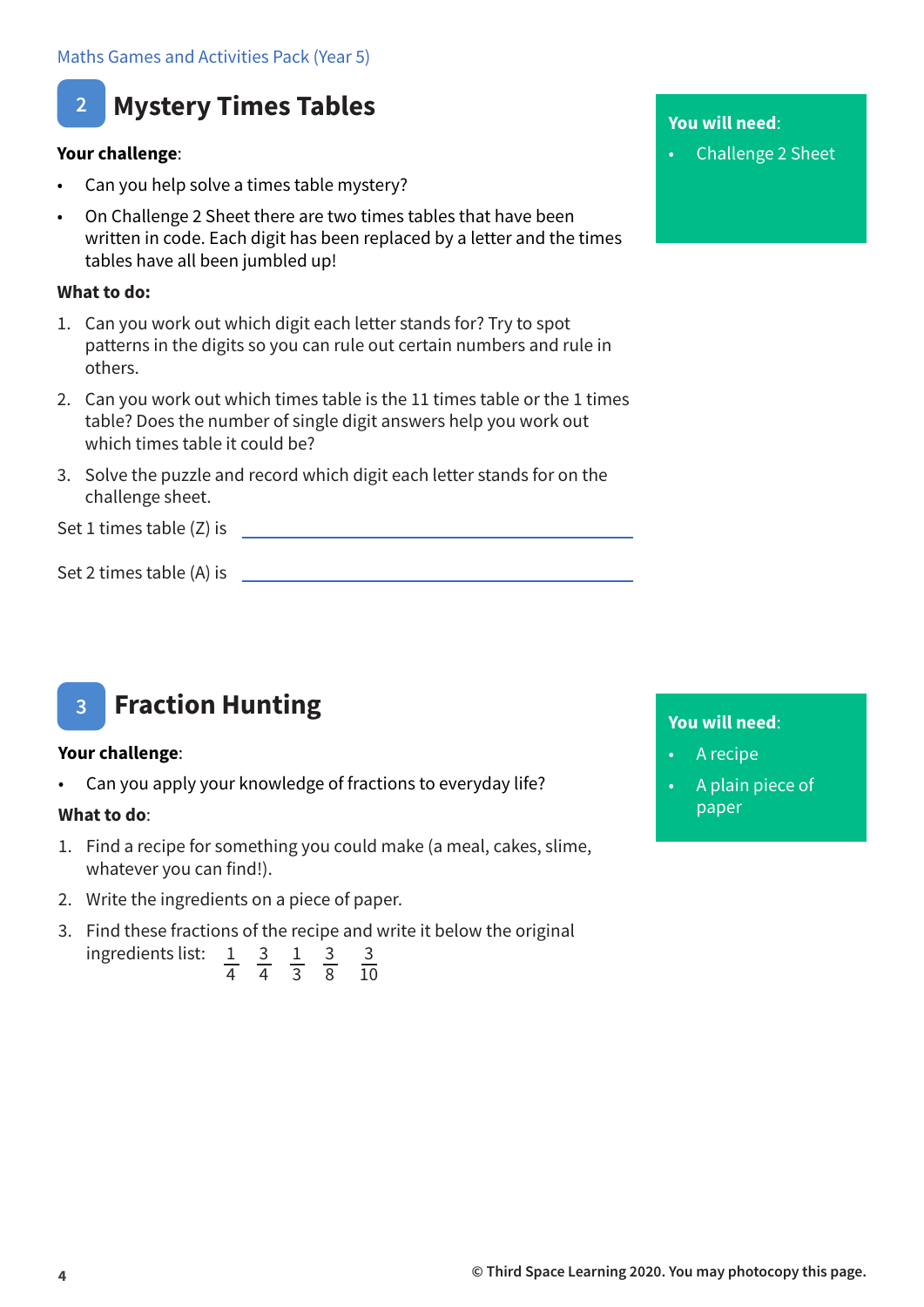## 2 Mystery Times Tables

**You will need**:

- Challenge 2 Sheet

**Your challenge**:

- Can you help solve a times table mystery?
- On Challenge 2 Sheet there are two times tables that have been written in code. Each digit has been replaced by a letter and the times tables have all been jumbled up!

**What to do:**

1. Can you work out which digit each letter stands for? Try to spot patterns in the digits so you can rule out certain numbers and rule in others.
2. Can you work out which times table is the 11 times table or the 1 times table? Does the number of single digit answers help you work out which times table it could be?
3. Solve the puzzle and record which digit each letter stands for on the challenge sheet.

Set 1 times table (Z) is ______________________________

Set 2 times table (A) is ______________________________

## 3 Fraction Hunting

**You will need**:

- A recipe
- A plain piece of paper

**Your challenge**:

- Can you apply your knowledge of fractions to everyday life?

**What to do**:

1. Find a recipe for something you could make (a meal, cakes, slime, whatever you can find!).
2. Write the ingredients on a piece of paper.
3. Find these fractions of the recipe and write it below the original ingredients list: $\frac{1}{4}$ $\frac{3}{4}$ $\frac{1}{3}$ $\frac{3}{8}$ $\frac{3}{10}$

© Third Space Learning 2020. You may photocopy this page.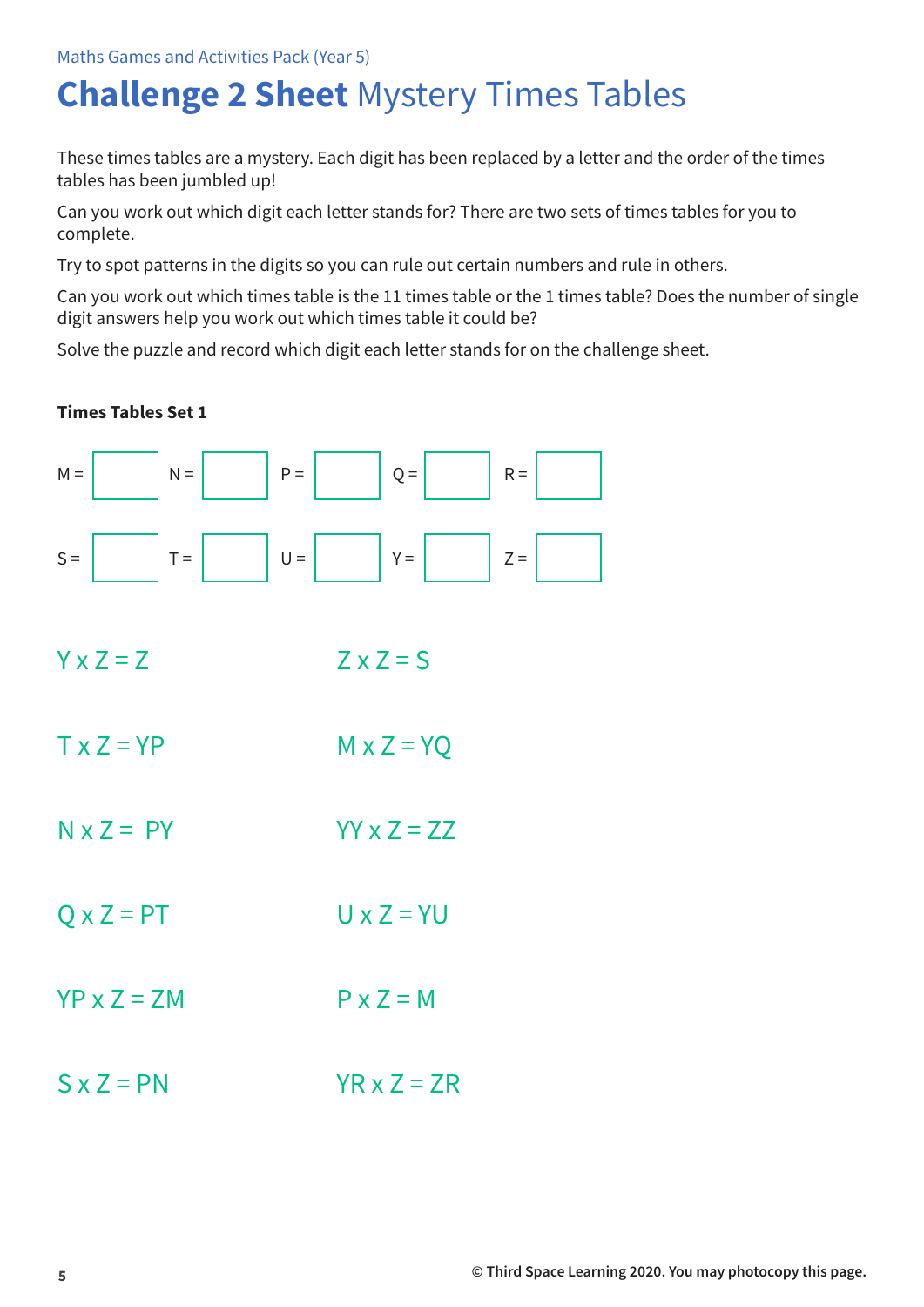Maths Games and Activities Pack (Year 5)

# **Challenge 2 Sheet** Mystery Times Tables

These times tables are a mystery. Each digit has been replaced by a letter and the order of the times tables has been jumbled up!

Can you work out which digit each letter stands for? There are two sets of times tables for you to complete.

Try to spot patterns in the digits so you can rule out certain numbers and rule in others.

Can you work out which times table is the 11 times table or the 1 times table? Does the number of single digit answers help you work out which times table it could be?

Solve the puzzle and record which digit each letter stands for on the challenge sheet.

**Times Tables Set 1**

| M = | | N = | | P = | | Q = | | R = | |
|---|---|---|---|---|---|---|---|---|---|
| S = | | T = | | U = | | Y = | | Z = | |

Y x Z = Z

Z x Z = S

T x Z = YP

M x Z = YQ

N x Z = PY

YY x Z = ZZ

Q x Z = PT

U x Z = YU

YP x Z = ZM

P x Z = M

S x Z = PN

YR x Z = ZR

© Third Space Learning 2020. You may photocopy this page.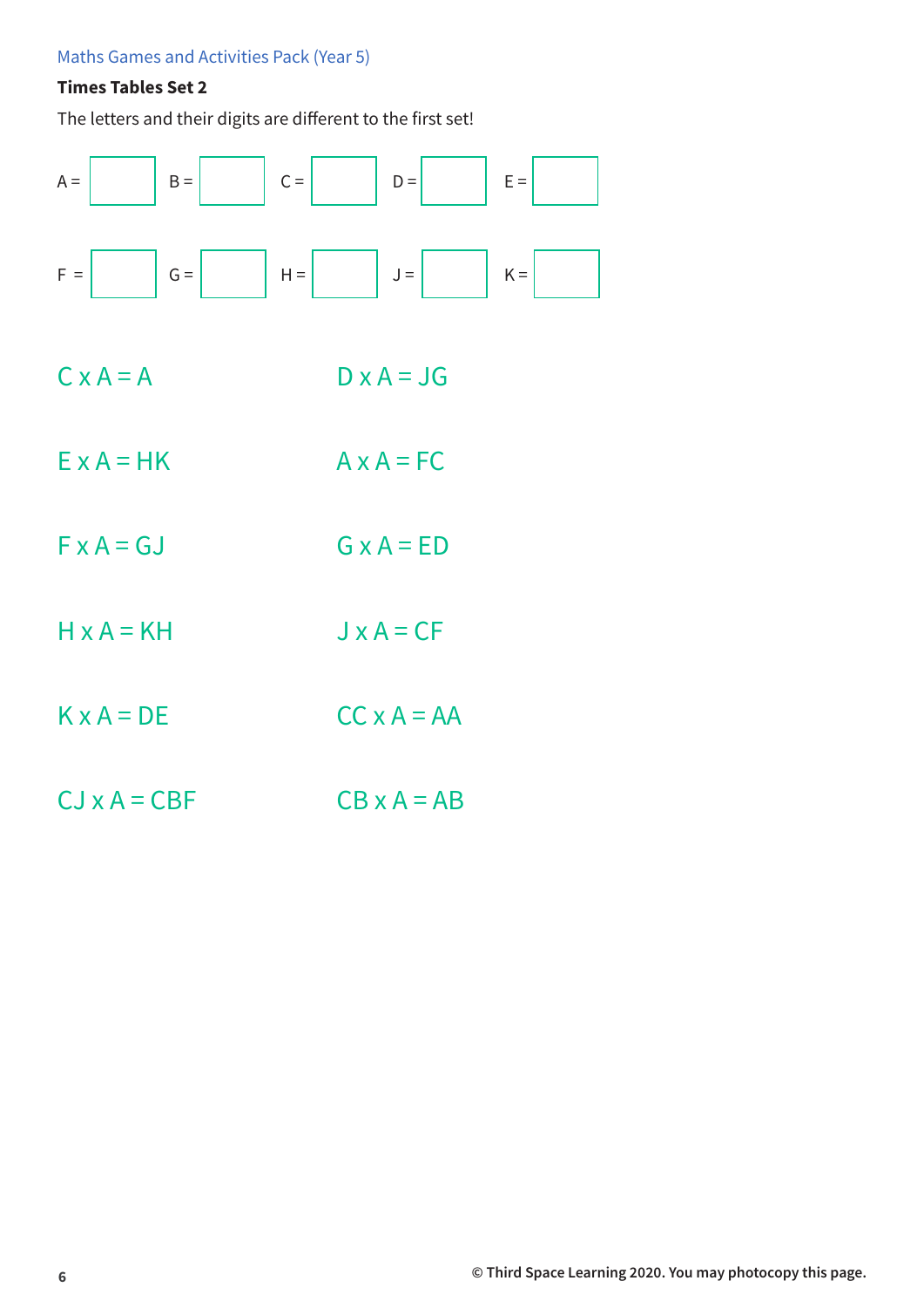Maths Games and Activities Pack (Year 5)

**Times Tables Set 2**

The letters and their digits are different to the first set!

A = ☐ B = ☐ C = ☐ D = ☐ E = ☐

F = ☐ G = ☐ H = ☐ J = ☐ K = ☐

C x A = A

D x A = JG

E x A = HK

A x A = FC

F x A = GJ

G x A = ED

H x A = KH

J x A = CF

K x A = DE

CC x A = AA

CJ x A = CBF

CB x A = AB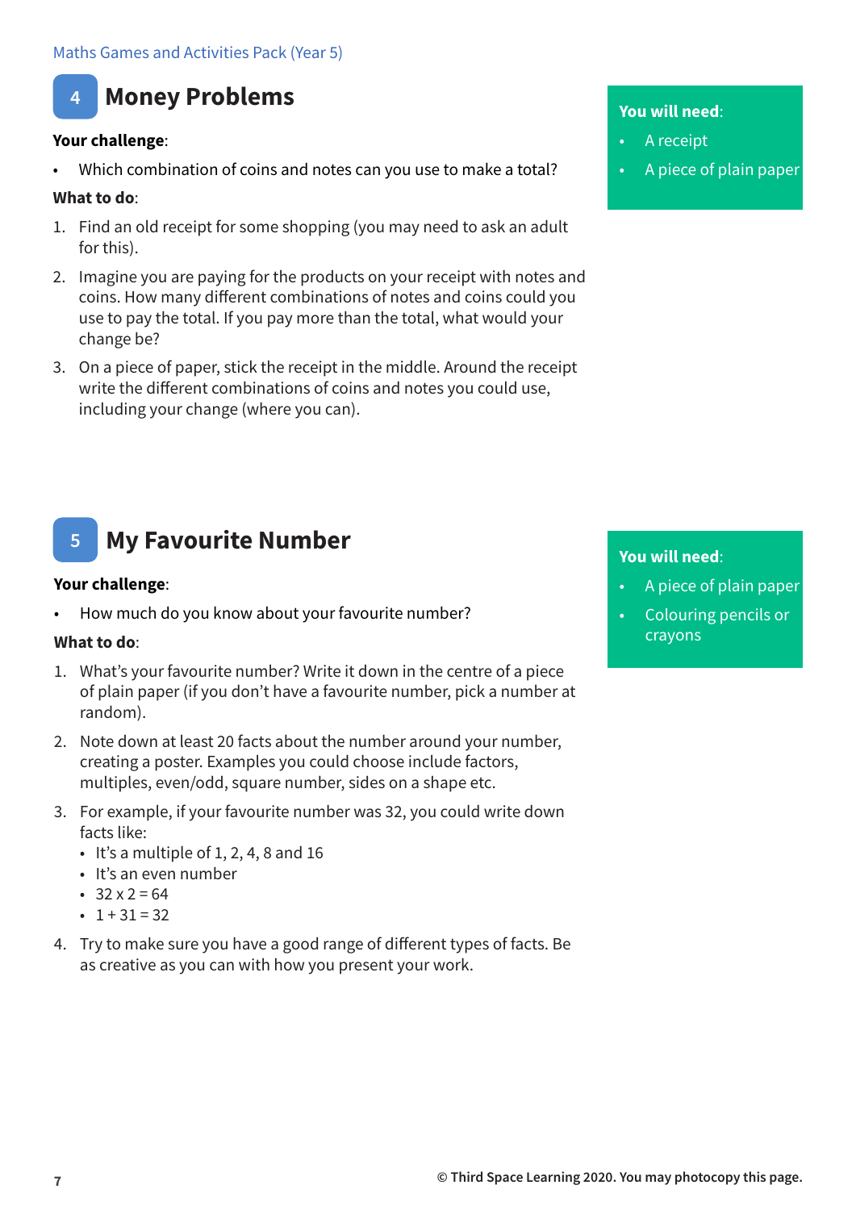## 4 Money Problems

**You will need**:

- A receipt
- A piece of plain paper

**Your challenge**:

- Which combination of coins and notes can you use to make a total?

**What to do**:

1. Find an old receipt for some shopping (you may need to ask an adult for this).
2. Imagine you are paying for the products on your receipt with notes and coins. How many different combinations of notes and coins could you use to pay the total. If you pay more than the total, what would your change be?
3. On a piece of paper, stick the receipt in the middle. Around the receipt write the different combinations of coins and notes you could use, including your change (where you can).

## 5 My Favourite Number

**You will need**:

- A piece of plain paper
- Colouring pencils or crayons

**Your challenge**:

- How much do you know about your favourite number?

**What to do**:

1. What's your favourite number? Write it down in the centre of a piece of plain paper (if you don't have a favourite number, pick a number at random).
2. Note down at least 20 facts about the number around your number, creating a poster. Examples you could choose include factors, multiples, even/odd, square number, sides on a shape etc.
3. For example, if your favourite number was 32, you could write down facts like:
   - It's a multiple of 1, 2, 4, 8 and 16
   - It's an even number
   - 32 x 2 = 64
   - 1 + 31 = 32
4. Try to make sure you have a good range of different types of facts. Be as creative as you can with how you present your work.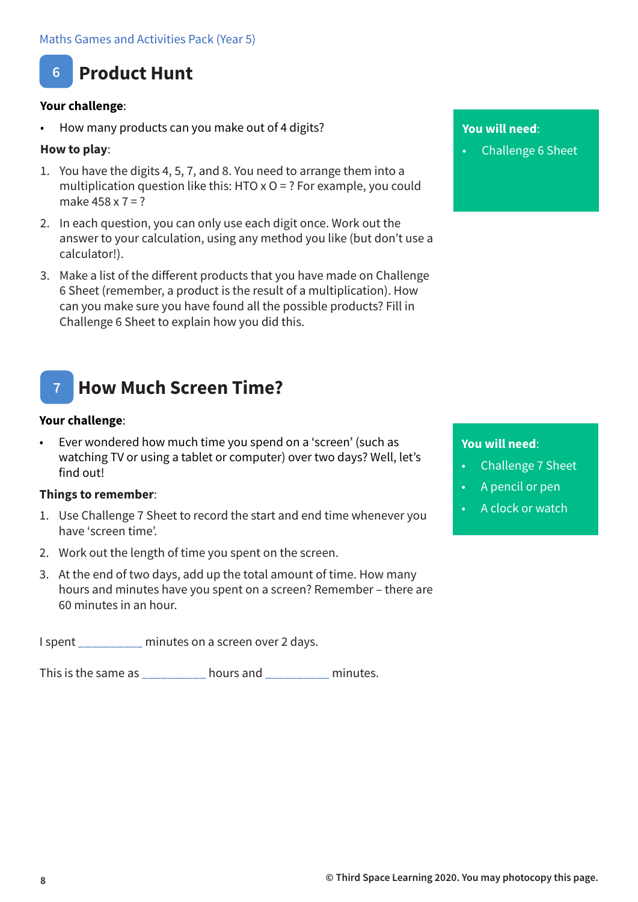## 6 Product Hunt

**Your challenge**:

- How many products can you make out of 4 digits?

**How to play**:

1. You have the digits 4, 5, 7, and 8. You need to arrange them into a multiplication question like this: HTO x O = ? For example, you could make 458 x 7 = ?
2. In each question, you can only use each digit once. Work out the answer to your calculation, using any method you like (but don't use a calculator!).
3. Make a list of the different products that you have made on Challenge 6 Sheet (remember, a product is the result of a multiplication). How can you make sure you have found all the possible products? Fill in Challenge 6 Sheet to explain how you did this.

**You will need**:

- Challenge 6 Sheet

## 7 How Much Screen Time?

**Your challenge**:

- Ever wondered how much time you spend on a 'screen' (such as watching TV or using a tablet or computer) over two days? Well, let's find out!

**Things to remember**:

1. Use Challenge 7 Sheet to record the start and end time whenever you have 'screen time'.
2. Work out the length of time you spent on the screen.
3. At the end of two days, add up the total amount of time. How many hours and minutes have you spent on a screen? Remember – there are 60 minutes in an hour.

**You will need**:

- Challenge 7 Sheet
- A pencil or pen
- A clock or watch

I spent __________ minutes on a screen over 2 days.

This is the same as __________ hours and __________ minutes.

© Third Space Learning 2020. You may photocopy this page.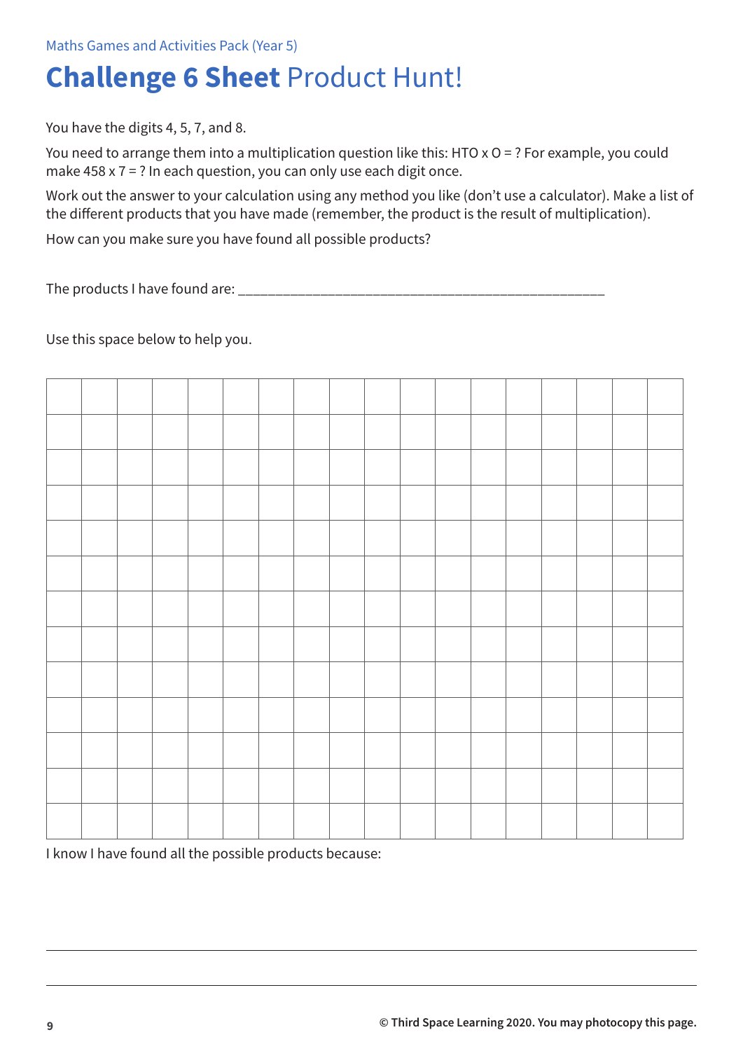Maths Games and Activities Pack (Year 5)

# **Challenge 6 Sheet** Product Hunt!

You have the digits 4, 5, 7, and 8.

You need to arrange them into a multiplication question like this: HTO x O = ? For example, you could make 458 x 7 = ? In each question, you can only use each digit once.

Work out the answer to your calculation using any method you like (don't use a calculator). Make a list of the different products that you have made (remember, the product is the result of multiplication).

How can you make sure you have found all possible products?

The products I have found are: ___________________________________________________

Use this space below to help you.

|   |   |   |   |   |   |   |   |   |   |   |   |   |   |   |   |   |   |
|---|---|---|---|---|---|---|---|---|---|---|---|---|---|---|---|---|---|
|   |   |   |   |   |   |   |   |   |   |   |   |   |   |   |   |   |   |
|   |   |   |   |   |   |   |   |   |   |   |   |   |   |   |   |   |   |
|   |   |   |   |   |   |   |   |   |   |   |   |   |   |   |   |   |   |
|   |   |   |   |   |   |   |   |   |   |   |   |   |   |   |   |   |   |
|   |   |   |   |   |   |   |   |   |   |   |   |   |   |   |   |   |   |
|   |   |   |   |   |   |   |   |   |   |   |   |   |   |   |   |   |   |
|   |   |   |   |   |   |   |   |   |   |   |   |   |   |   |   |   |   |
|   |   |   |   |   |   |   |   |   |   |   |   |   |   |   |   |   |   |
|   |   |   |   |   |   |   |   |   |   |   |   |   |   |   |   |   |   |
|   |   |   |   |   |   |   |   |   |   |   |   |   |   |   |   |   |   |
|   |   |   |   |   |   |   |   |   |   |   |   |   |   |   |   |   |   |
|   |   |   |   |   |   |   |   |   |   |   |   |   |   |   |   |   |   |

I know I have found all the possible products because:

___________________________________________________________________________

___________________________________________________________________________

**© Third Space Learning 2020. You may photocopy this page.**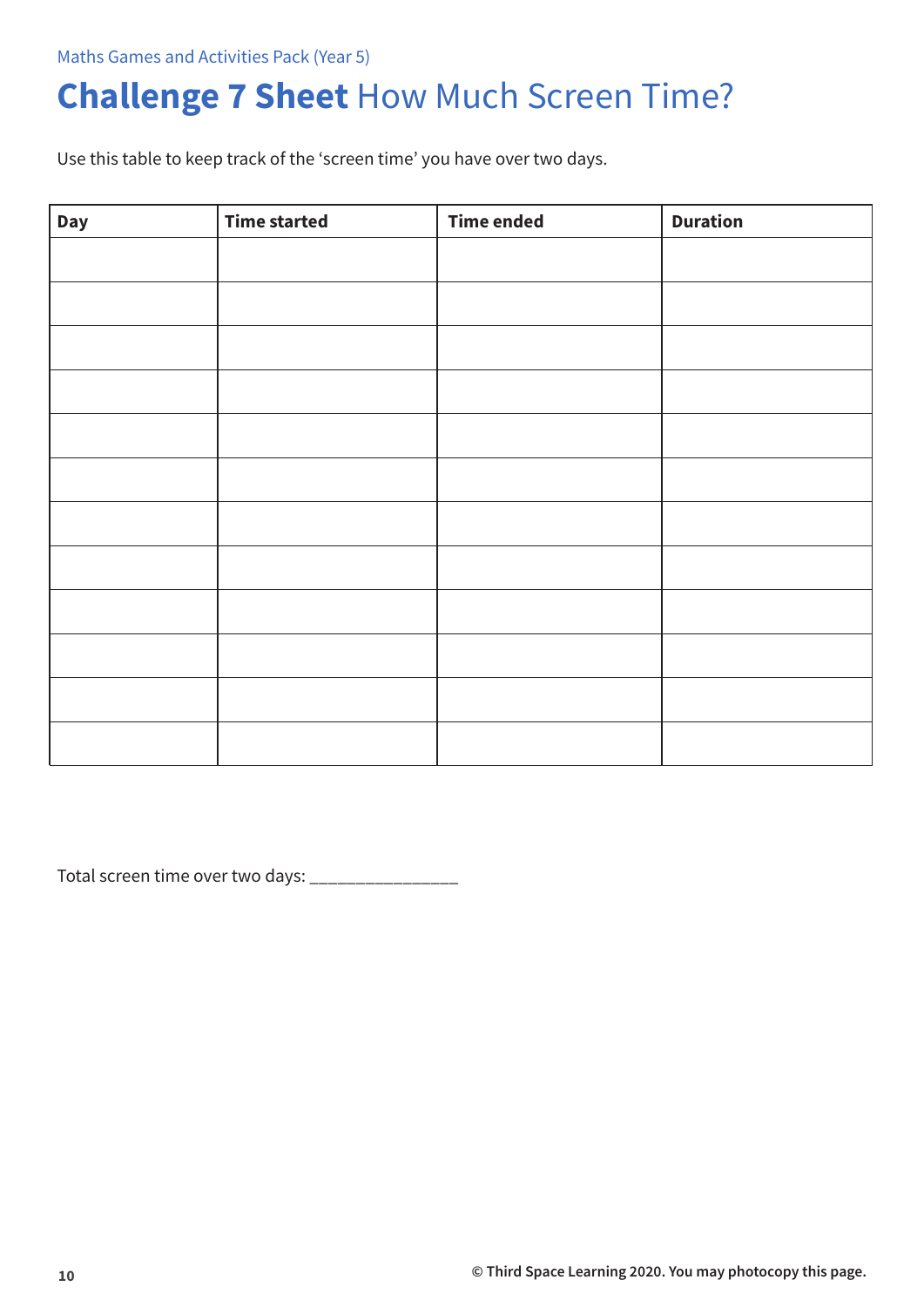# **Challenge 7 Sheet** How Much Screen Time?

Use this table to keep track of the ‘screen time’ you have over two days.

| Day | Time started | Time ended | Duration |
|---|---|---|---|
| | | | |
| | | | |
| | | | |
| | | | |
| | | | |
| | | | |
| | | | |
| | | | |
| | | | |
| | | | |
| | | | |
| | | | |

Total screen time over two days: _______________

© Third Space Learning 2020. You may photocopy this page.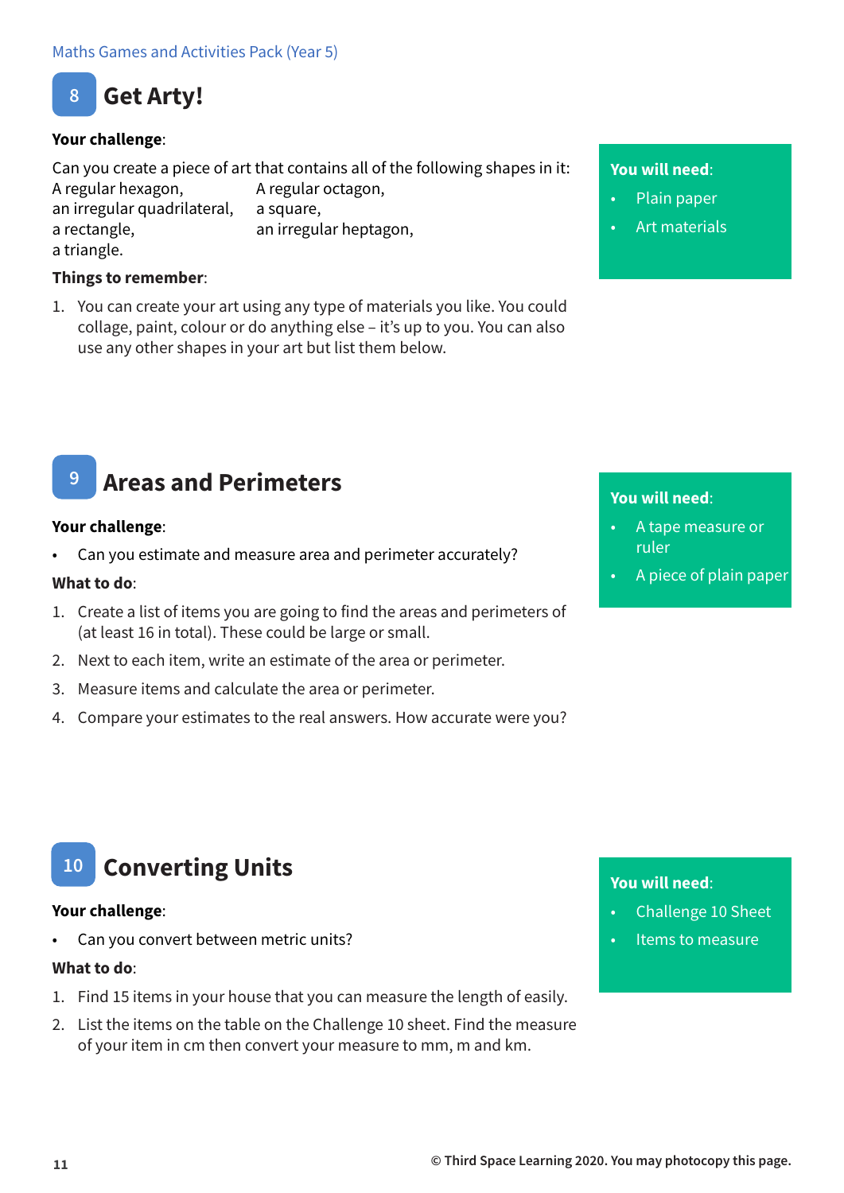## 8 Get Arty!

**Your challenge**:

Can you create a piece of art that contains all of the following shapes in it:

A regular hexagon, A regular octagon,
an irregular quadrilateral, a square,
a rectangle, an irregular heptagon,
a triangle.

**Things to remember**:

1. You can create your art using any type of materials you like. You could collage, paint, colour or do anything else – it's up to you. You can also use any other shapes in your art but list them below.

**You will need**:

- Plain paper
- Art materials

## 9 Areas and Perimeters

**Your challenge**:

- Can you estimate and measure area and perimeter accurately?

**What to do**:

1. Create a list of items you are going to find the areas and perimeters of (at least 16 in total). These could be large or small.
2. Next to each item, write an estimate of the area or perimeter.
3. Measure items and calculate the area or perimeter.
4. Compare your estimates to the real answers. How accurate were you?

**You will need**:

- A tape measure or ruler
- A piece of plain paper

## 10 Converting Units

**Your challenge**:

- Can you convert between metric units?

**What to do**:

1. Find 15 items in your house that you can measure the length of easily.
2. List the items on the table on the Challenge 10 sheet. Find the measure of your item in cm then convert your measure to mm, m and km.

**You will need**:

- Challenge 10 Sheet
- Items to measure

© Third Space Learning 2020. You may photocopy this page.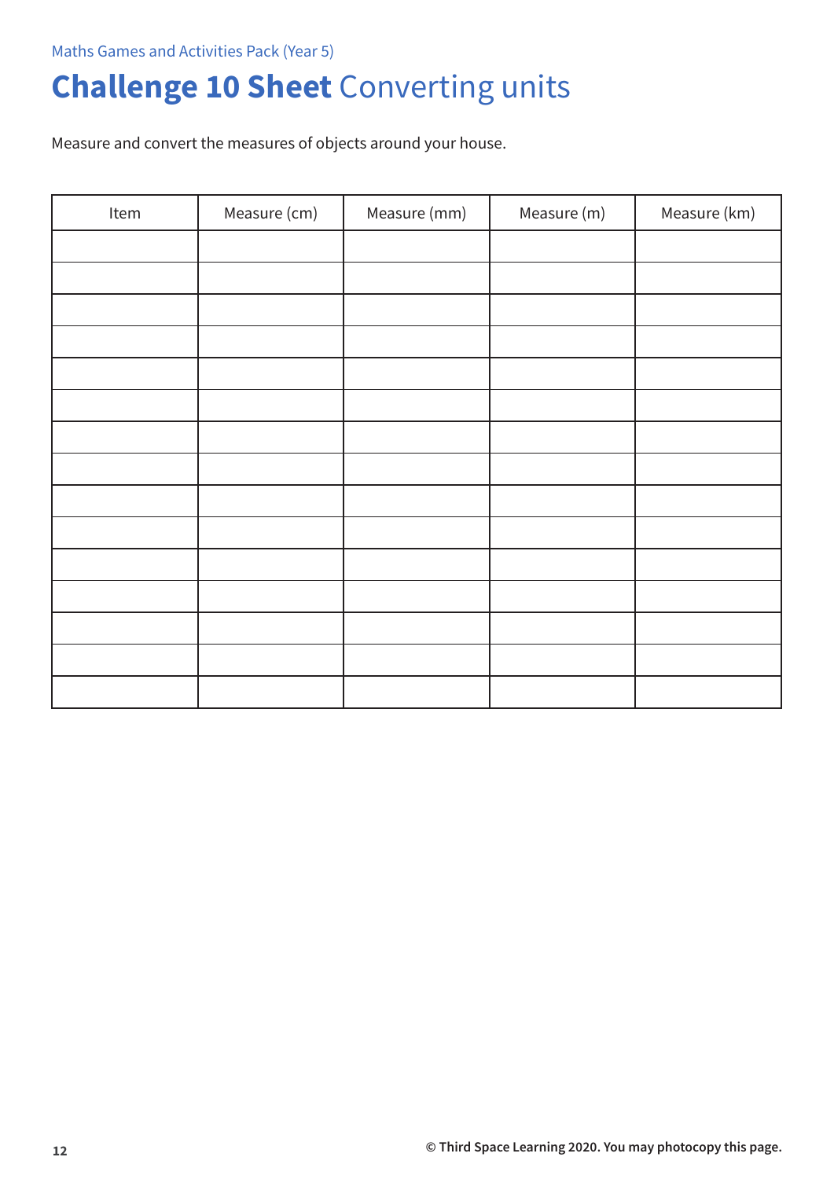Maths Games and Activities Pack (Year 5)

# **Challenge 10 Sheet** Converting units

Measure and convert the measures of objects around your house.

| Item | Measure (cm) | Measure (mm) | Measure (m) | Measure (km) |
|---|---|---|---|---|
| | | | | |
| | | | | |
| | | | | |
| | | | | |
| | | | | |
| | | | | |
| | | | | |
| | | | | |
| | | | | |
| | | | | |
| | | | | |
| | | | | |
| | | | | |
| | | | | |
| | | | | |

© Third Space Learning 2020. You may photocopy this page.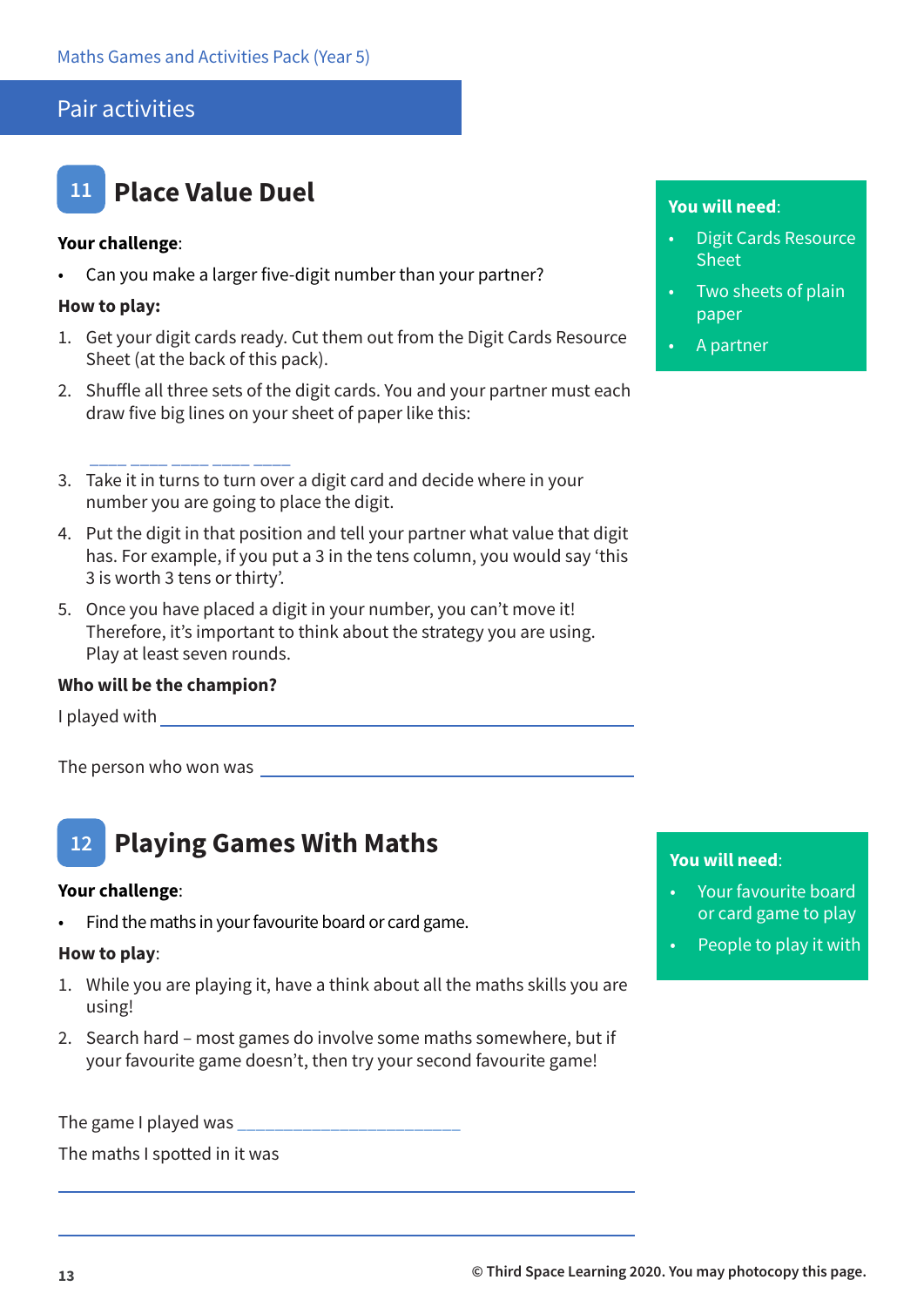Pair activities

## 11 Place Value Duel

**You will need**:

- Digit Cards Resource Sheet
- Two sheets of plain paper
- A partner

**Your challenge**:

- Can you make a larger five-digit number than your partner?

**How to play:**

1. Get your digit cards ready. Cut them out from the Digit Cards Resource Sheet (at the back of this pack).
2. Shuffle all three sets of the digit cards. You and your partner must each draw five big lines on your sheet of paper like this:

   ____ ____ ____ ____ ____

3. Take it in turns to turn over a digit card and decide where in your number you are going to place the digit.
4. Put the digit in that position and tell your partner what value that digit has. For example, if you put a 3 in the tens column, you would say 'this 3 is worth 3 tens or thirty'.
5. Once you have placed a digit in your number, you can't move it! Therefore, it's important to think about the strategy you are using. Play at least seven rounds.

**Who will be the champion?**

I played with ______________________________

The person who won was ______________________________

## 12 Playing Games With Maths

**You will need**:

- Your favourite board or card game to play
- People to play it with

**Your challenge**:

- Find the maths in your favourite board or card game.

**How to play**:

1. While you are playing it, have a think about all the maths skills you are using!
2. Search hard – most games do involve some maths somewhere, but if your favourite game doesn't, then try your second favourite game!

The game I played was ______________________________

The maths I spotted in it was

______________________________

______________________________

© Third Space Learning 2020. You may photocopy this page.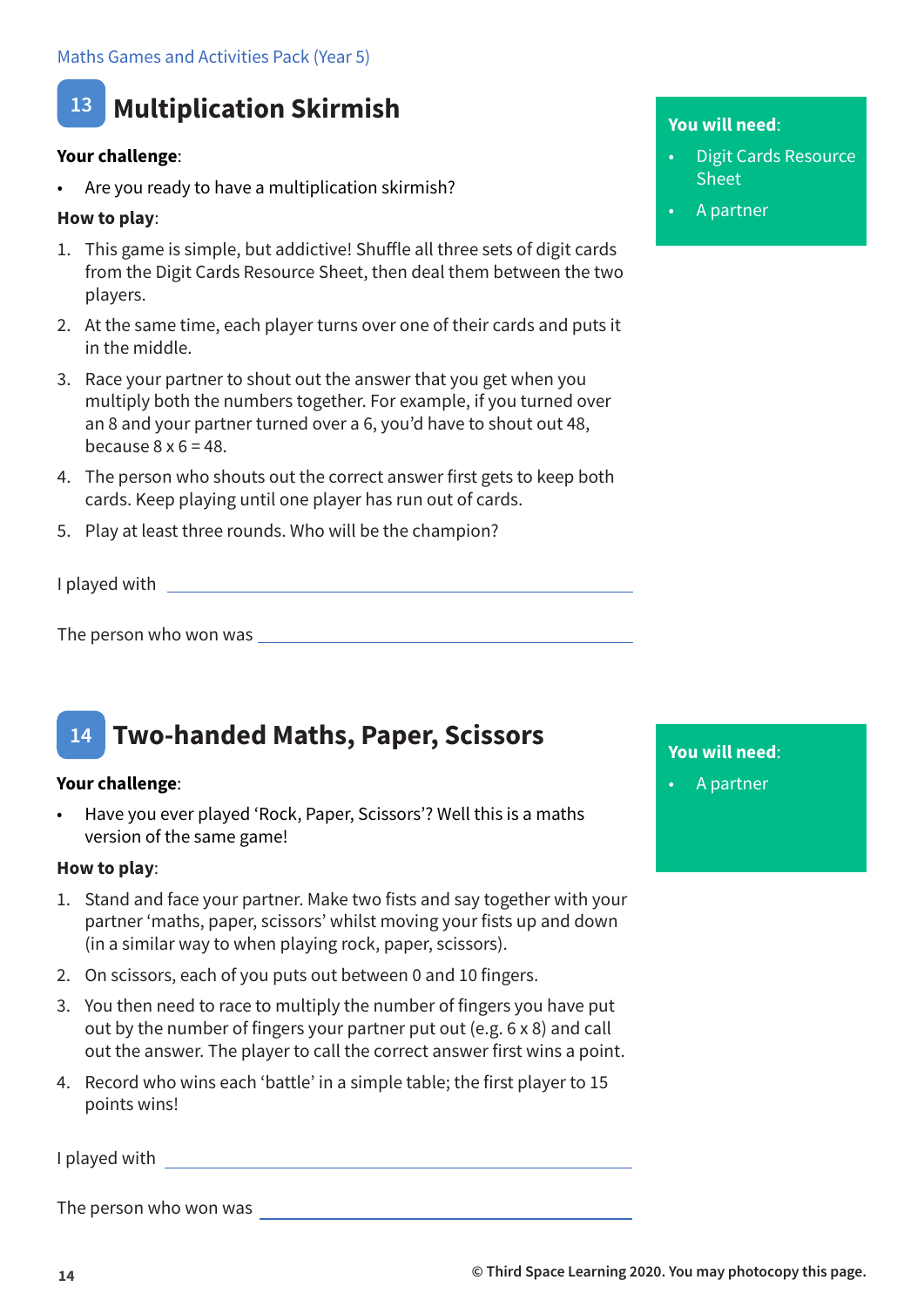## 13 Multiplication Skirmish

**You will need**:

- Digit Cards Resource Sheet
- A partner

**Your challenge**:

- Are you ready to have a multiplication skirmish?

**How to play**:

1. This game is simple, but addictive! Shuffle all three sets of digit cards from the Digit Cards Resource Sheet, then deal them between the two players.
2. At the same time, each player turns over one of their cards and puts it in the middle.
3. Race your partner to shout out the answer that you get when you multiply both the numbers together. For example, if you turned over an 8 and your partner turned over a 6, you'd have to shout out 48, because 8 x 6 = 48.
4. The person who shouts out the correct answer first gets to keep both cards. Keep playing until one player has run out of cards.
5. Play at least three rounds. Who will be the champion?

I played with ______________________________

The person who won was ______________________________

## 14 Two-handed Maths, Paper, Scissors

**You will need**:

- A partner

**Your challenge**:

- Have you ever played 'Rock, Paper, Scissors'? Well this is a maths version of the same game!

**How to play**:

1. Stand and face your partner. Make two fists and say together with your partner 'maths, paper, scissors' whilst moving your fists up and down (in a similar way to when playing rock, paper, scissors).
2. On scissors, each of you puts out between 0 and 10 fingers.
3. You then need to race to multiply the number of fingers you have put out by the number of fingers your partner put out (e.g. 6 x 8) and call out the answer. The player to call the correct answer first wins a point.
4. Record who wins each 'battle' in a simple table; the first player to 15 points wins!

I played with ______________________________

The person who won was ______________________________

© Third Space Learning 2020. You may photocopy this page.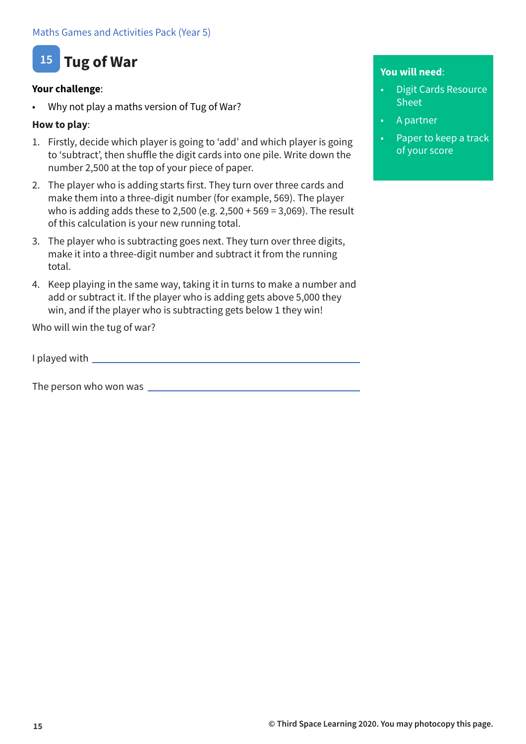# 15 Tug of War

**Your challenge**:

- Why not play a maths version of Tug of War?

**How to play**:

1. Firstly, decide which player is going to 'add' and which player is going to 'subtract', then shuffle the digit cards into one pile. Write down the number 2,500 at the top of your piece of paper.
2. The player who is adding starts first. They turn over three cards and make them into a three-digit number (for example, 569). The player who is adding adds these to 2,500 (e.g. 2,500 + 569 = 3,069). The result of this calculation is your new running total.
3. The player who is subtracting goes next. They turn over three digits, make it into a three-digit number and subtract it from the running total.
4. Keep playing in the same way, taking it in turns to make a number and add or subtract it. If the player who is adding gets above 5,000 they win, and if the player who is subtracting gets below 1 they win!

Who will win the tug of war?

I played with ______________________________

The person who won was ______________________________

**You will need**:

- Digit Cards Resource Sheet
- A partner
- Paper to keep a track of your score

© Third Space Learning 2020. You may photocopy this page.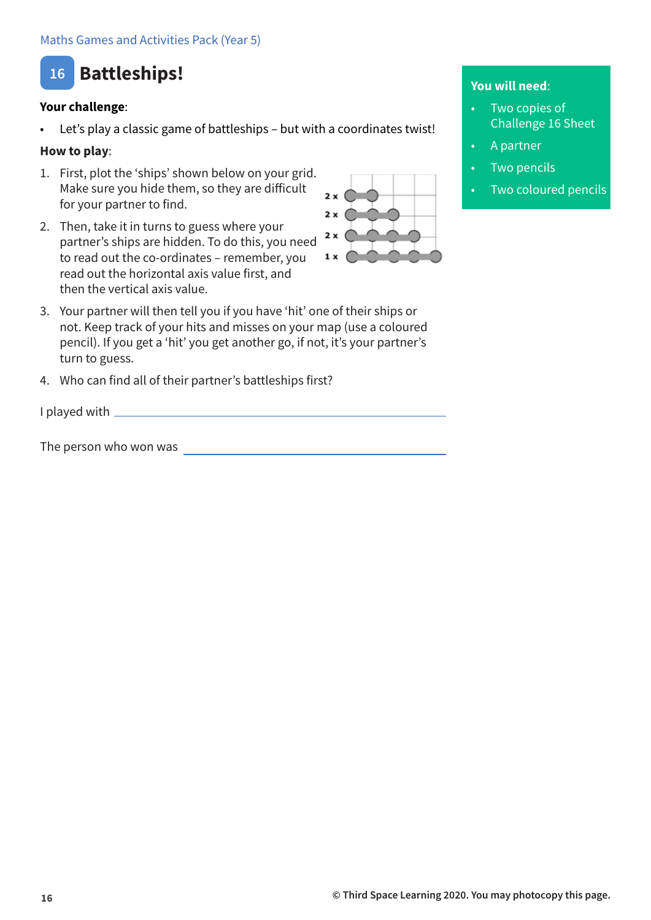# 16 Battleships!

**Your challenge**:

- Let's play a classic game of battleships – but with a coordinates twist!

**How to play**:

1. First, plot the 'ships' shown below on your grid. Make sure you hide them, so they are difficult for your partner to find.
2. Then, take it in turns to guess where your partner's ships are hidden. To do this, you need to read out the co-ordinates – remember, you read out the horizontal axis value first, and then the vertical axis value.
3. Your partner will then tell you if you have 'hit' one of their ships or not. Keep track of your hits and misses on your map (use a coloured pencil). If you get a 'hit' you get another go, if not, it's your partner's turn to guess.
4. Who can find all of their partner's battleships first?

2 x
2 x
2 x
1 x

I played with ____________________

The person who won was ____________________

**You will need**:

- Two copies of Challenge 16 Sheet
- A partner
- Two pencils
- Two coloured pencils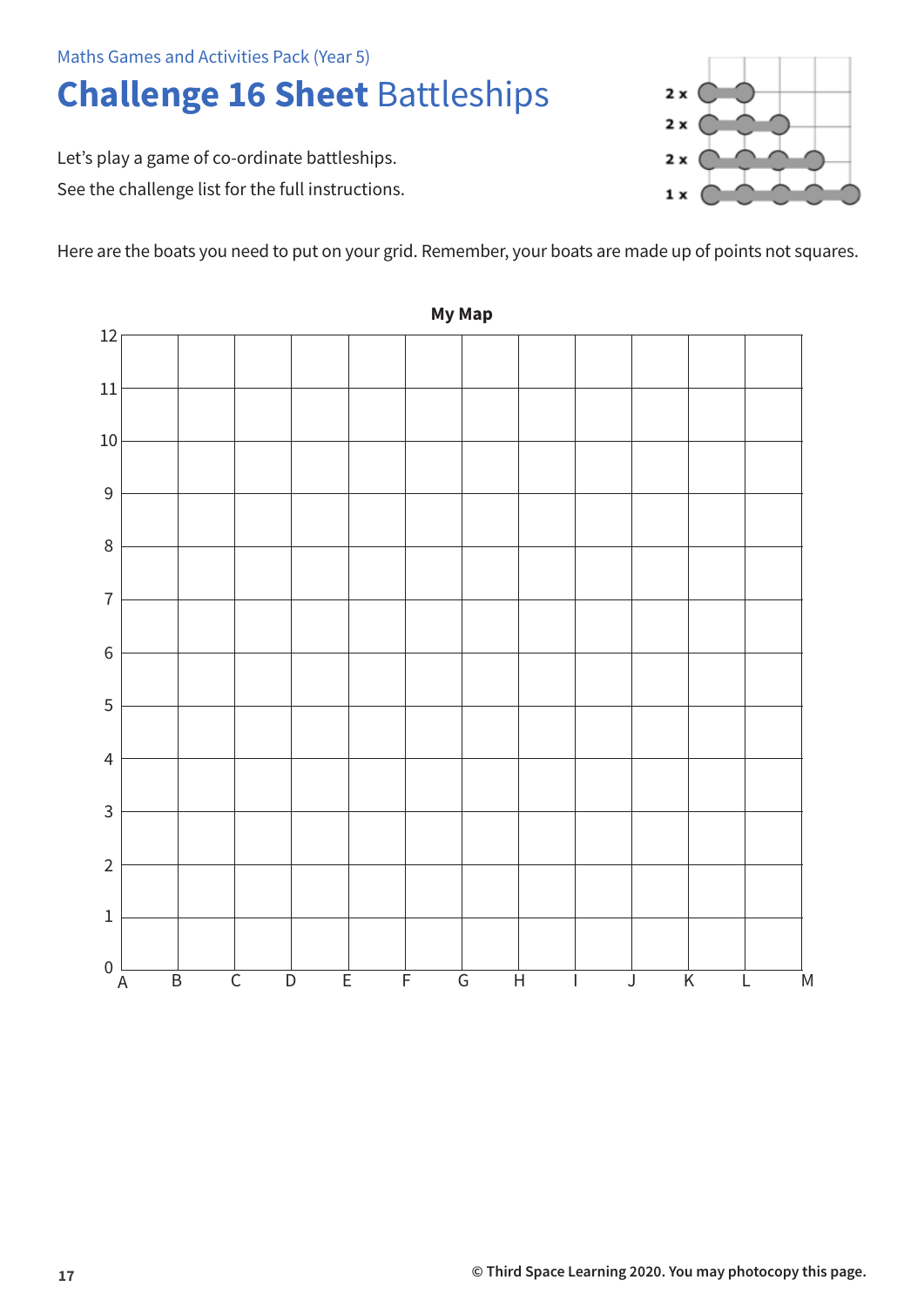Maths Games and Activities Pack (Year 5)

# **Challenge 16 Sheet** Battleships

Let's play a game of co-ordinate battleships.

See the challenge list for the full instructions.

2 x
2 x
2 x
1 x

Here are the boats you need to put on your grid. Remember, your boats are made up of points not squares.

**My Map**

12
11
10
9
8
7
6
5
4
3
2
1
0

A B C D E F G H I J K L M

© Third Space Learning 2020. You may photocopy this page.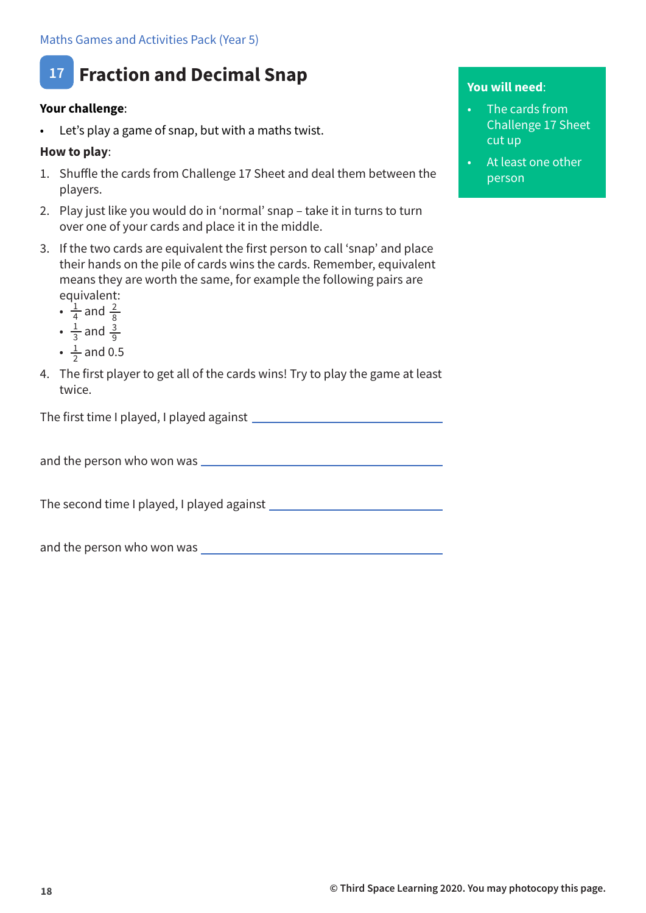## 17 Fraction and Decimal Snap

**You will need**:

- The cards from Challenge 17 Sheet cut up
- At least one other person

**Your challenge**:

- Let's play a game of snap, but with a maths twist.

**How to play**:

1. Shuffle the cards from Challenge 17 Sheet and deal them between the players.
2. Play just like you would do in 'normal' snap – take it in turns to turn over one of your cards and place it in the middle.
3. If the two cards are equivalent the first person to call 'snap' and place their hands on the pile of cards wins the cards. Remember, equivalent means they are worth the same, for example the following pairs are equivalent:
   - $\frac{1}{4}$ and $\frac{2}{8}$
   - $\frac{1}{3}$ and $\frac{3}{9}$
   - $\frac{1}{2}$ and 0.5
4. The first player to get all of the cards wins! Try to play the game at least twice.

The first time I played, I played against ______________________________

and the person who won was ______________________________

The second time I played, I played against ______________________________

and the person who won was ______________________________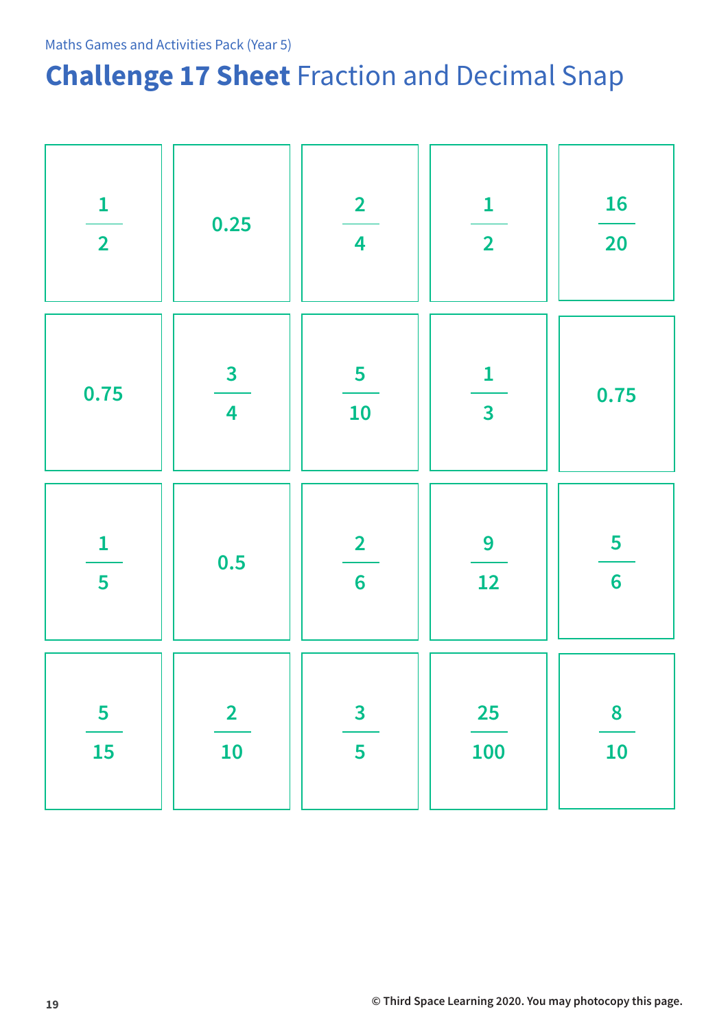Maths Games and Activities Pack (Year 5)

# **Challenge 17 Sheet** Fraction and Decimal Snap

| | | | | |
|---|---|---|---|---|
| $\frac{1}{2}$ | 0.25 | $\frac{2}{4}$ | $\frac{1}{2}$ | $\frac{16}{20}$ |
| 0.75 | $\frac{3}{4}$ | $\frac{5}{10}$ | $\frac{1}{3}$ | 0.75 |
| $\frac{1}{5}$ | 0.5 | $\frac{2}{6}$ | $\frac{9}{12}$ | $\frac{5}{6}$ |
| $\frac{5}{15}$ | $\frac{2}{10}$ | $\frac{3}{5}$ | $\frac{25}{100}$ | $\frac{8}{10}$ |

© Third Space Learning 2020. You may photocopy this page.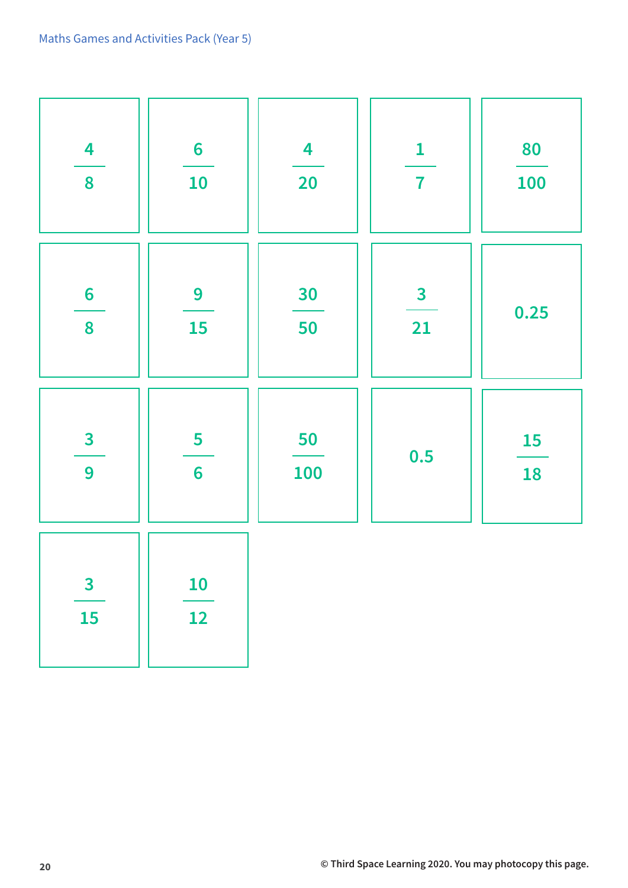| | | | | |
|---|---|---|---|---|
| $\frac{4}{8}$ | $\frac{6}{10}$ | $\frac{4}{20}$ | $\frac{1}{7}$ | $\frac{80}{100}$ |
| $\frac{6}{8}$ | $\frac{9}{15}$ | $\frac{30}{50}$ | $\frac{3}{21}$ | 0.25 |
| $\frac{3}{9}$ | $\frac{5}{6}$ | $\frac{50}{100}$ | 0.5 | $\frac{15}{18}$ |
| $\frac{3}{15}$ | $\frac{10}{12}$ | | | |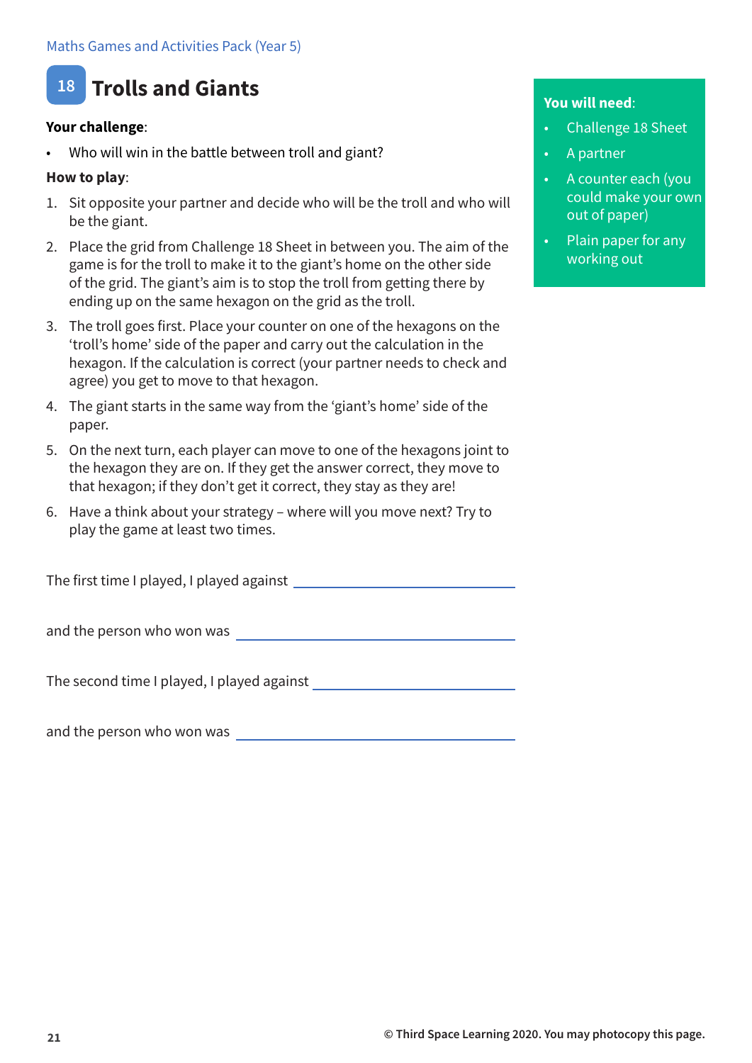# 18 Trolls and Giants

**Your challenge**:

- Who will win in the battle between troll and giant?

**How to play**:

1. Sit opposite your partner and decide who will be the troll and who will be the giant.
2. Place the grid from Challenge 18 Sheet in between you. The aim of the game is for the troll to make it to the giant's home on the other side of the grid. The giant's aim is to stop the troll from getting there by ending up on the same hexagon on the grid as the troll.
3. The troll goes first. Place your counter on one of the hexagons on the 'troll's home' side of the paper and carry out the calculation in the hexagon. If the calculation is correct (your partner needs to check and agree) you get to move to that hexagon.
4. The giant starts in the same way from the 'giant's home' side of the paper.
5. On the next turn, each player can move to one of the hexagons joint to the hexagon they are on. If they get the answer correct, they move to that hexagon; if they don't get it correct, they stay as they are!
6. Have a think about your strategy – where will you move next? Try to play the game at least two times.

**You will need**:

- Challenge 18 Sheet
- A partner
- A counter each (you could make your own out of paper)
- Plain paper for any working out

The first time I played, I played against ______________________________

and the person who won was ______________________________

The second time I played, I played against ______________________________

and the person who won was ______________________________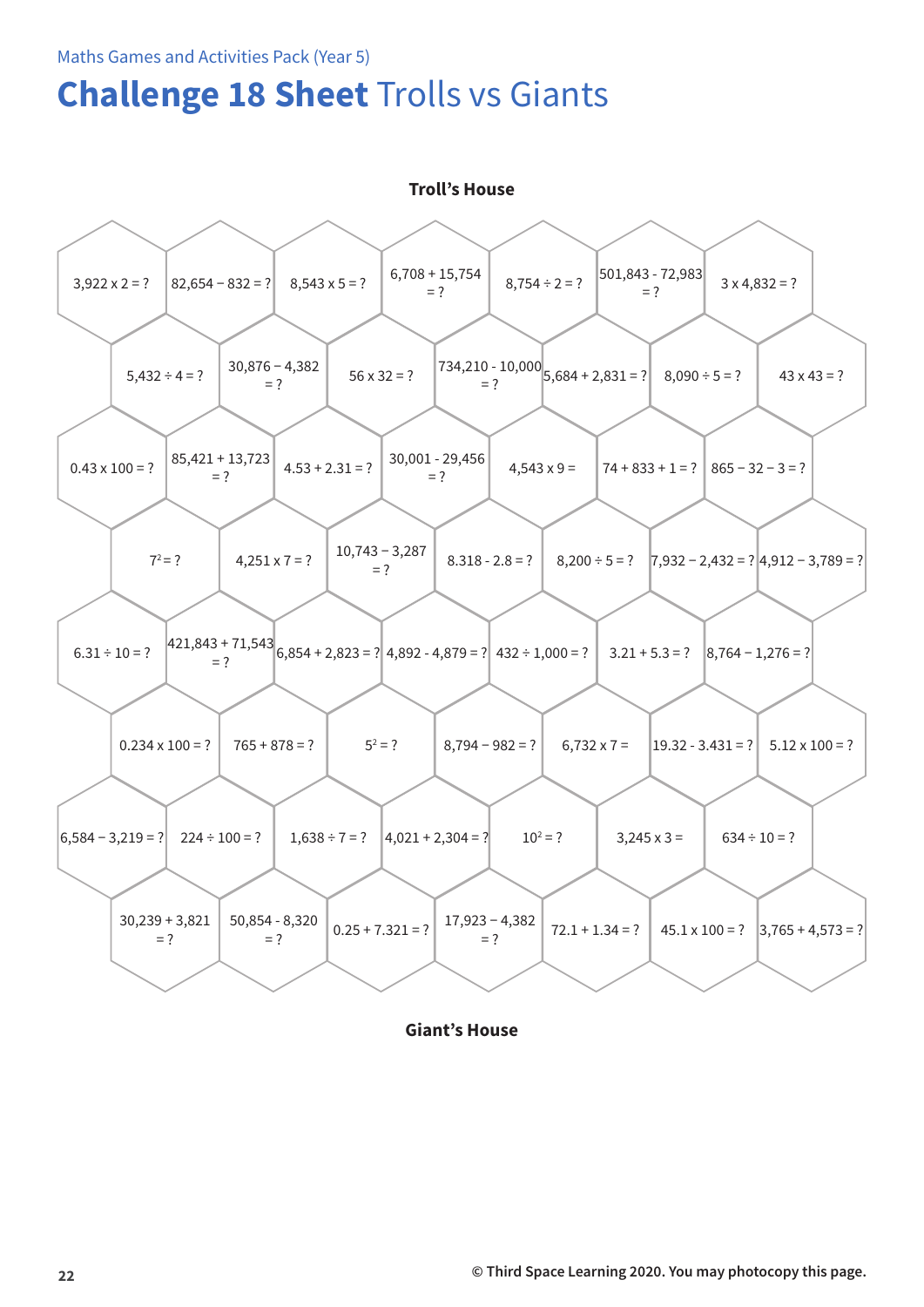Maths Games and Activities Pack (Year 5)

# **Challenge 18 Sheet** Trolls vs Giants

**Troll's House**

| | | | | | | | |
|---|---|---|---|---|---|---|---|
| 3,922 x 2 = ? | 82,654 − 832 = ? | 8,543 x 5 = ? | 6,708 + 15,754 = ? | 8,754 ÷ 2 = ? | 501,843 - 72,983 = ? | 3 x 4,832 = ? | |
| | 5,432 ÷ 4 = ? | 30,876 − 4,382 = ? | 56 x 32 = ? | 734,210 - 10,000 = ? | 5,684 + 2,831 = ? | 8,090 ÷ 5 = ? | 43 x 43 = ? |
| 0.43 x 100 = ? | 85,421 + 13,723 = ? | 4.53 + 2.31 = ? | 30,001 - 29,456 = ? | 4,543 x 9 = | 74 + 833 + 1 = ? | 865 − 32 − 3 = ? | |
| | $7^2$ = ? | 4,251 x 7 = ? | 10,743 − 3,287 = ? | 8.318 - 2.8 = ? | 8,200 ÷ 5 = ? | 7,932 − 2,432 = ? | 4,912 − 3,789 = ? |
| 6.31 ÷ 10 = ? | 421,843 + 71,543 = ? | 6,854 + 2,823 = ? | 4,892 - 4,879 = ? | 432 ÷ 1,000 = ? | 3.21 + 5.3 = ? | 8,764 − 1,276 = ? | |
| | 0.234 x 100 = ? | 765 + 878 = ? | $5^2$ = ? | 8,794 − 982 = ? | 6,732 x 7 = | 19.32 - 3.431 = ? | 5.12 x 100 = ? |
| 6,584 − 3,219 = ? | 224 ÷ 100 = ? | 1,638 ÷ 7 = ? | 4,021 + 2,304 = ? | $10^2$ = ? | 3,245 x 3 = | 634 ÷ 10 = ? | |
| | 30,239 + 3,821 = ? | 50,854 - 8,320 = ? | 0.25 + 7.321 = ? | 17,923 − 4,382 = ? | 72.1 + 1.34 = ? | 45.1 x 100 = ? | 3,765 + 4,573 = ? |

**Giant's House**

© Third Space Learning 2020. You may photocopy this page.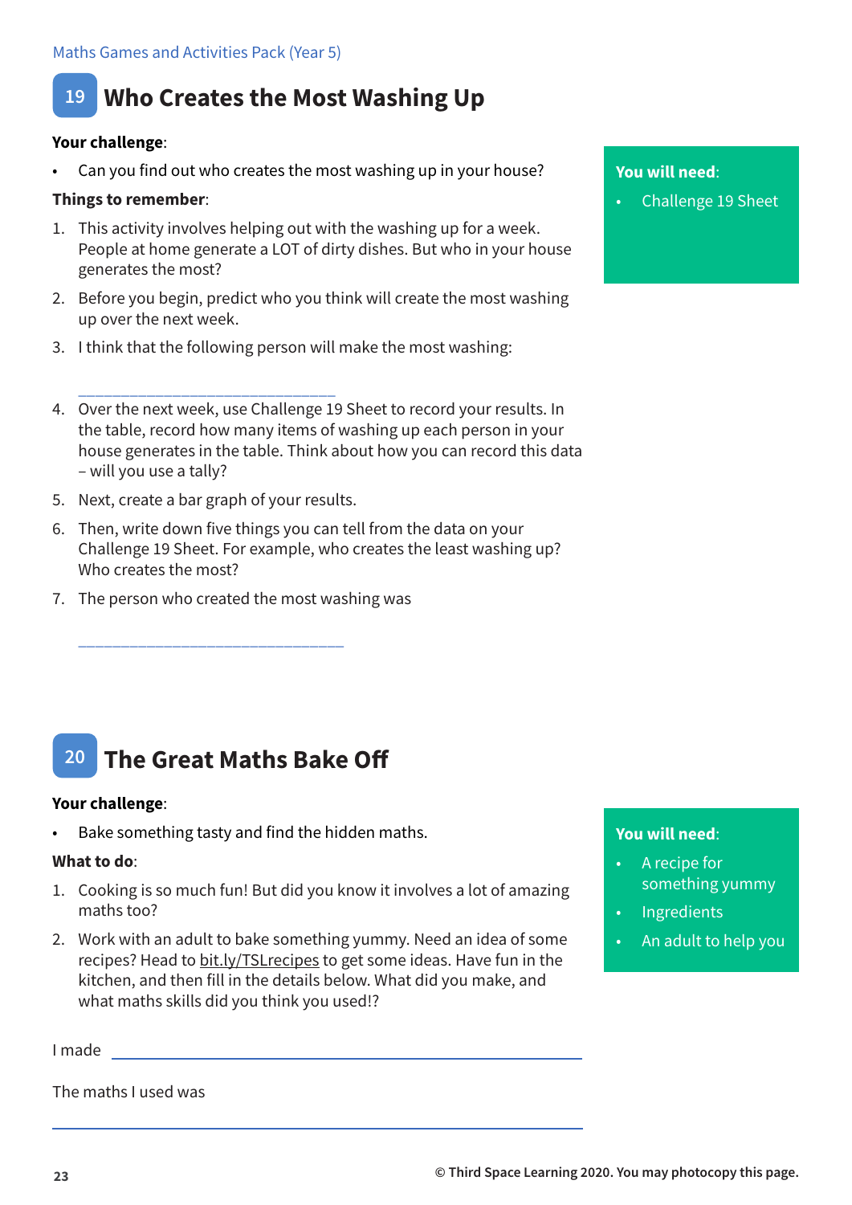## 19 Who Creates the Most Washing Up

**Your challenge**:

- Can you find out who creates the most washing up in your house?

**You will need**:

- Challenge 19 Sheet

**Things to remember**:

1. This activity involves helping out with the washing up for a week. People at home generate a LOT of dirty dishes. But who in your house generates the most?
2. Before you begin, predict who you think will create the most washing up over the next week.
3. I think that the following person will make the most washing:

   ______________________________

4. Over the next week, use Challenge 19 Sheet to record your results. In the table, record how many items of washing up each person in your house generates in the table. Think about how you can record this data – will you use a tally?
5. Next, create a bar graph of your results.
6. Then, write down five things you can tell from the data on your Challenge 19 Sheet. For example, who creates the least washing up? Who creates the most?
7. The person who created the most washing was

   ______________________________

## 20 The Great Maths Bake Off

**Your challenge**:

- Bake something tasty and find the hidden maths.

**You will need**:

- A recipe for something yummy
- Ingredients
- An adult to help you

**What to do**:

1. Cooking is so much fun! But did you know it involves a lot of amazing maths too?
2. Work with an adult to bake something yummy. Need an idea of some recipes? Head to bit.ly/TSLrecipes to get some ideas. Have fun in the kitchen, and then fill in the details below. What did you make, and what maths skills did you think you used!?

I made ______________________________

The maths I used was

______________________________

© Third Space Learning 2020. You may photocopy this page.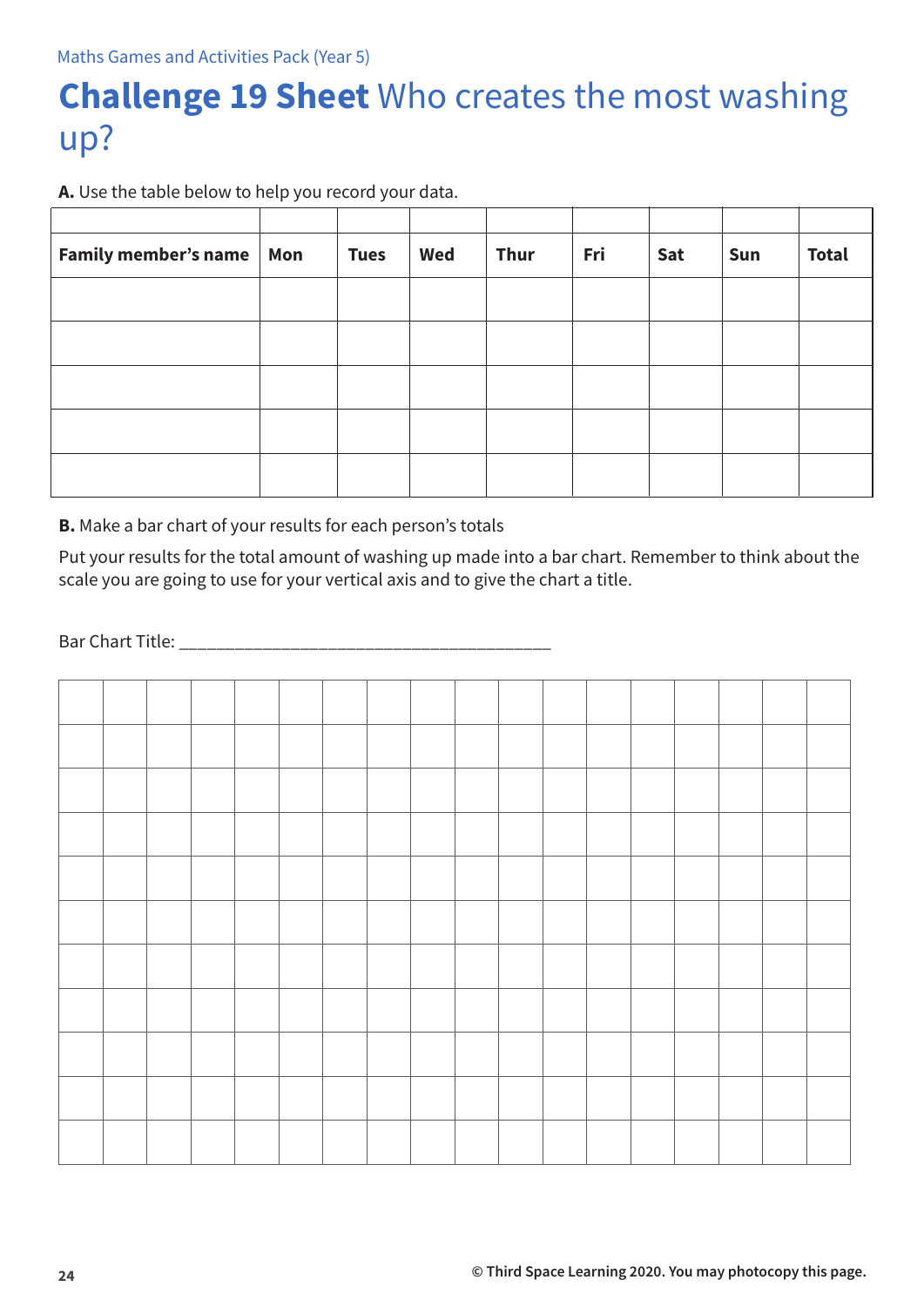Maths Games and Activities Pack (Year 5)

# **Challenge 19 Sheet** Who creates the most washing up?

**A.** Use the table below to help you record your data.

| Family member's name | Mon | Tues | Wed | Thur | Fri | Sat | Sun | Total |
|---|---|---|---|---|---|---|---|---|
| | | | | | | | | |
| | | | | | | | | |
| | | | | | | | | |
| | | | | | | | | |
| | | | | | | | | |

**B.** Make a bar chart of your results for each person's totals

Put your results for the total amount of washing up made into a bar chart. Remember to think about the scale you are going to use for your vertical axis and to give the chart a title.

Bar Chart Title: ________________________________________

© Third Space Learning 2020. You may photocopy this page.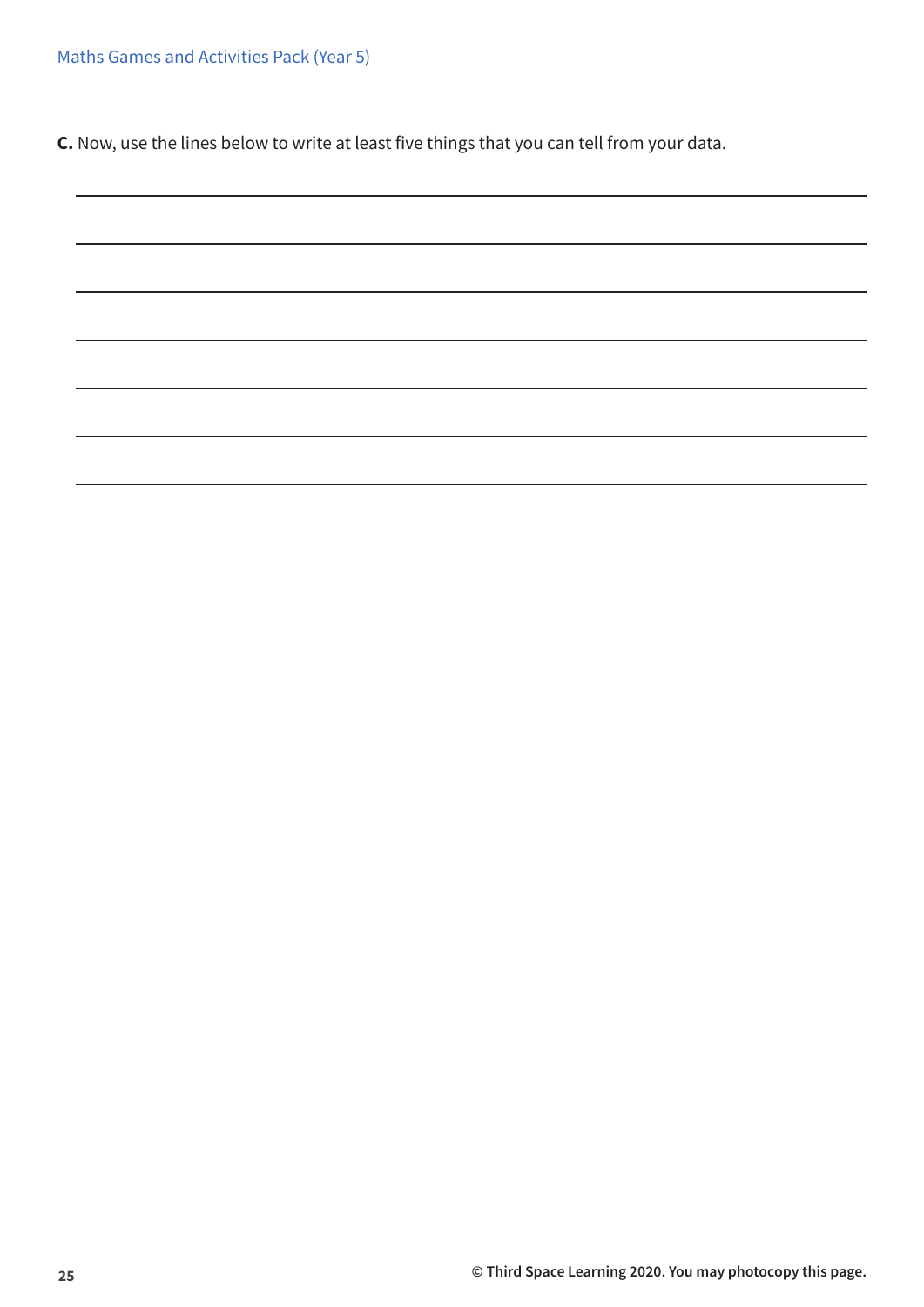**C.** Now, use the lines below to write at least five things that you can tell from your data.

_______________________________________________

_______________________________________________

_______________________________________________

_______________________________________________

_______________________________________________

_______________________________________________

_______________________________________________

© Third Space Learning 2020. You may photocopy this page.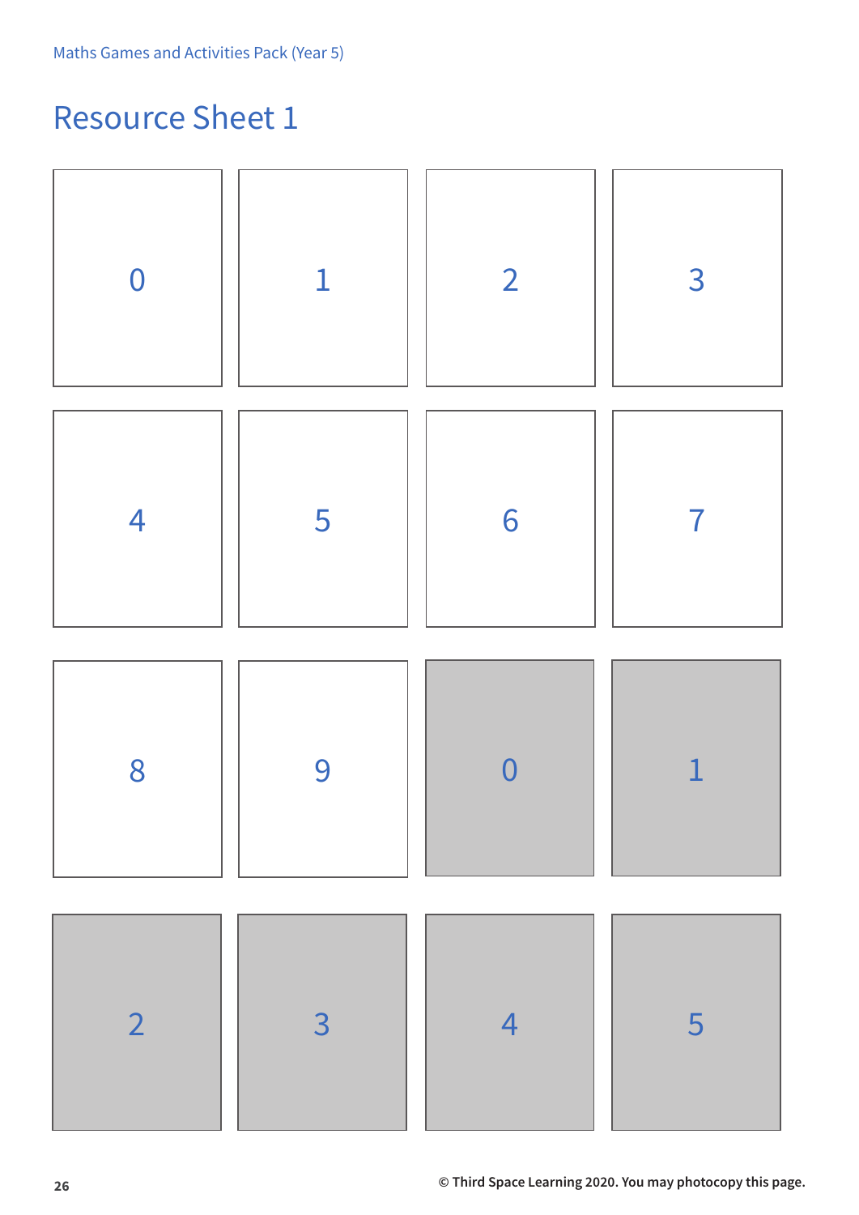# Resource Sheet 1

| | | | |
|---|---|---|---|
| 0 | 1 | 2 | 3 |
| 4 | 5 | 6 | 7 |
| 8 | 9 | 0 | 1 |
| 2 | 3 | 4 | 5 |

© Third Space Learning 2020. You may photocopy this page.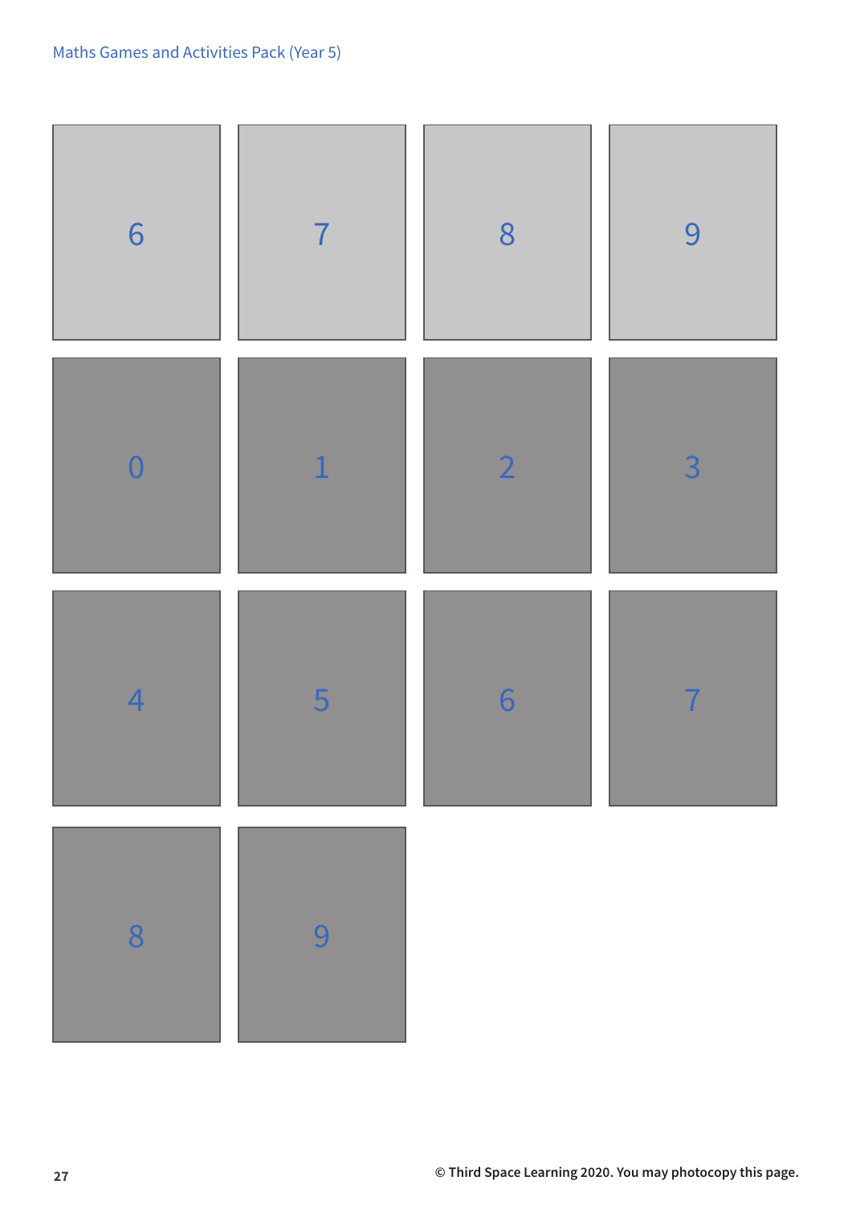| | | | |
|---|---|---|---|
| 6 | 7 | 8 | 9 |
| 0 | 1 | 2 | 3 |
| 4 | 5 | 6 | 7 |
| 8 | 9 | | |

© Third Space Learning 2020. You may photocopy this page.